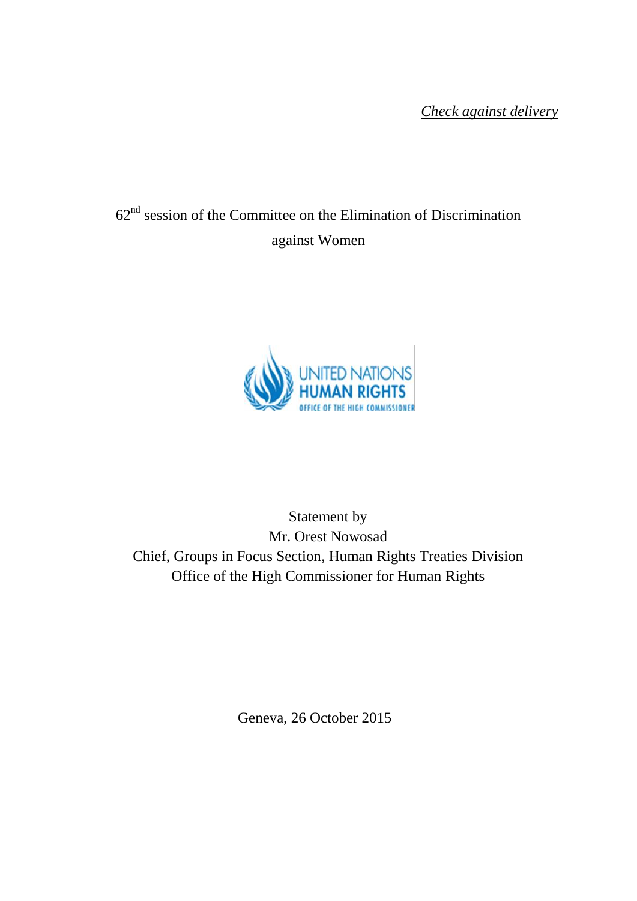*Check against delivery*

62nd session of the Committee on the Elimination of Discrimination against Women

Statement by
Mr. Orest Nowosad
Chief, Groups in Focus Section, Human Rights Treaties Division
Office of the High Commissioner for Human Rights

Geneva, 26 October 2015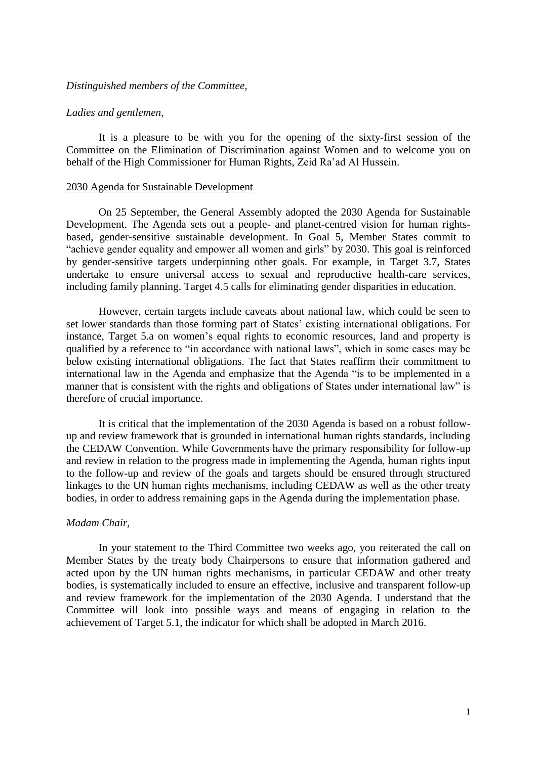*Distinguished members of the Committee,*

*Ladies and gentlemen,*

It is a pleasure to be with you for the opening of the sixty-first session of the Committee on the Elimination of Discrimination against Women and to welcome you on behalf of the High Commissioner for Human Rights, Zeid Ra'ad Al Hussein.

<u>2030 Agenda for Sustainable Development</u>

On 25 September, the General Assembly adopted the 2030 Agenda for Sustainable Development. The Agenda sets out a people- and planet-centred vision for human rights-based, gender-sensitive sustainable development. In Goal 5, Member States commit to "achieve gender equality and empower all women and girls" by 2030. This goal is reinforced by gender-sensitive targets underpinning other goals. For example, in Target 3.7, States undertake to ensure universal access to sexual and reproductive health-care services, including family planning. Target 4.5 calls for eliminating gender disparities in education.

However, certain targets include caveats about national law, which could be seen to set lower standards than those forming part of States' existing international obligations. For instance, Target 5.a on women's equal rights to economic resources, land and property is qualified by a reference to "in accordance with national laws", which in some cases may be below existing international obligations. The fact that States reaffirm their commitment to international law in the Agenda and emphasize that the Agenda "is to be implemented in a manner that is consistent with the rights and obligations of States under international law" is therefore of crucial importance.

It is critical that the implementation of the 2030 Agenda is based on a robust follow-up and review framework that is grounded in international human rights standards, including the CEDAW Convention. While Governments have the primary responsibility for follow-up and review in relation to the progress made in implementing the Agenda, human rights input to the follow-up and review of the goals and targets should be ensured through structured linkages to the UN human rights mechanisms, including CEDAW as well as the other treaty bodies, in order to address remaining gaps in the Agenda during the implementation phase.

*Madam Chair,*

In your statement to the Third Committee two weeks ago, you reiterated the call on Member States by the treaty body Chairpersons to ensure that information gathered and acted upon by the UN human rights mechanisms, in particular CEDAW and other treaty bodies, is systematically included to ensure an effective, inclusive and transparent follow-up and review framework for the implementation of the 2030 Agenda. I understand that the Committee will look into possible ways and means of engaging in relation to the achievement of Target 5.1, the indicator for which shall be adopted in March 2016.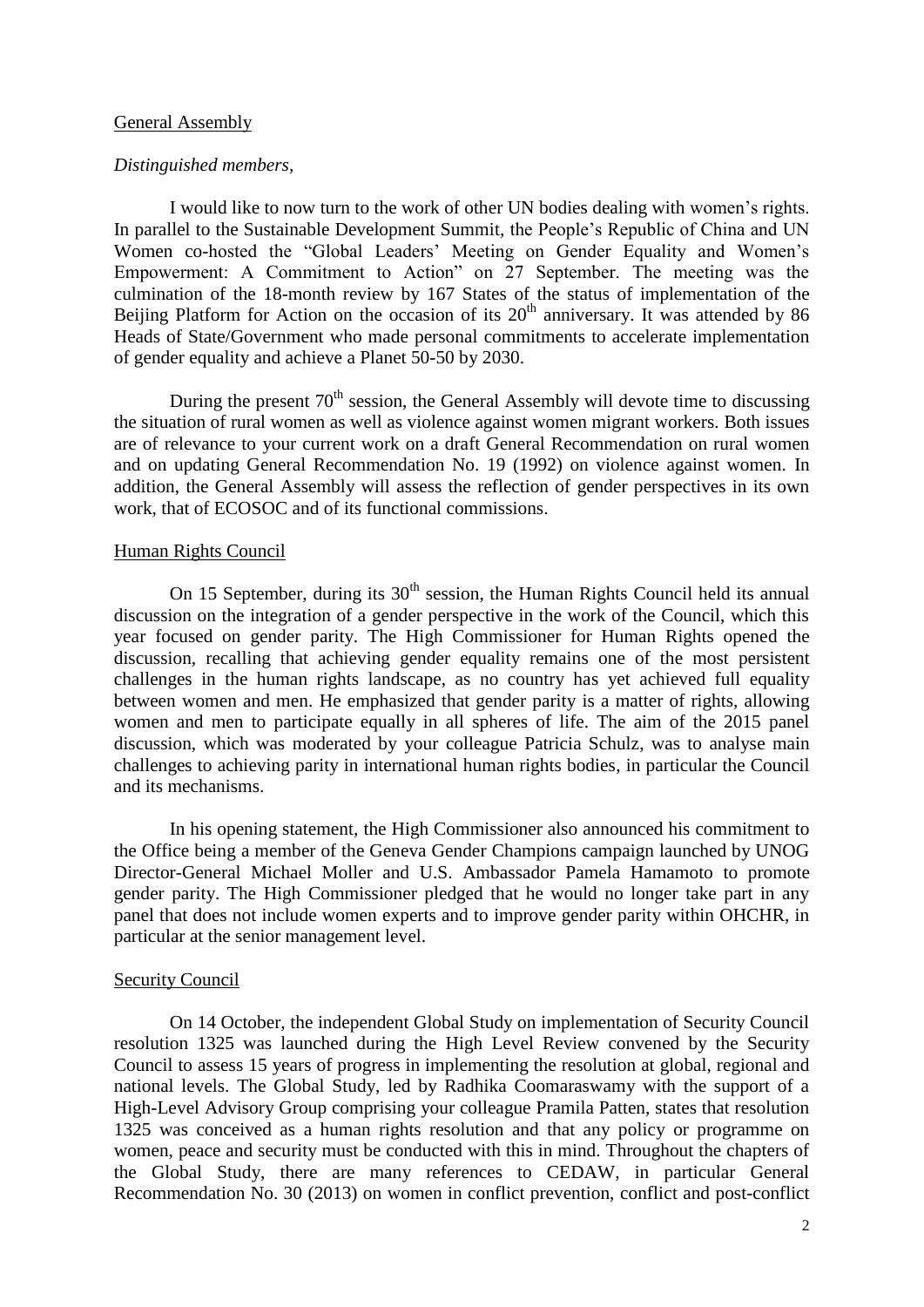## General Assembly

*Distinguished members*,

I would like to now turn to the work of other UN bodies dealing with women's rights. In parallel to the Sustainable Development Summit, the People's Republic of China and UN Women co-hosted the "Global Leaders' Meeting on Gender Equality and Women's Empowerment: A Commitment to Action" on 27 September. The meeting was the culmination of the 18-month review by 167 States of the status of implementation of the Beijing Platform for Action on the occasion of its 20th anniversary. It was attended by 86 Heads of State/Government who made personal commitments to accelerate implementation of gender equality and achieve a Planet 50-50 by 2030.

During the present 70th session, the General Assembly will devote time to discussing the situation of rural women as well as violence against women migrant workers. Both issues are of relevance to your current work on a draft General Recommendation on rural women and on updating General Recommendation No. 19 (1992) on violence against women. In addition, the General Assembly will assess the reflection of gender perspectives in its own work, that of ECOSOC and of its functional commissions.

## Human Rights Council

On 15 September, during its 30th session, the Human Rights Council held its annual discussion on the integration of a gender perspective in the work of the Council, which this year focused on gender parity. The High Commissioner for Human Rights opened the discussion, recalling that achieving gender equality remains one of the most persistent challenges in the human rights landscape, as no country has yet achieved full equality between women and men. He emphasized that gender parity is a matter of rights, allowing women and men to participate equally in all spheres of life. The aim of the 2015 panel discussion, which was moderated by your colleague Patricia Schulz, was to analyse main challenges to achieving parity in international human rights bodies, in particular the Council and its mechanisms.

In his opening statement, the High Commissioner also announced his commitment to the Office being a member of the Geneva Gender Champions campaign launched by UNOG Director-General Michael Moller and U.S. Ambassador Pamela Hamamoto to promote gender parity. The High Commissioner pledged that he would no longer take part in any panel that does not include women experts and to improve gender parity within OHCHR, in particular at the senior management level.

## Security Council

On 14 October, the independent Global Study on implementation of Security Council resolution 1325 was launched during the High Level Review convened by the Security Council to assess 15 years of progress in implementing the resolution at global, regional and national levels. The Global Study, led by Radhika Coomaraswamy with the support of a High-Level Advisory Group comprising your colleague Pramila Patten, states that resolution 1325 was conceived as a human rights resolution and that any policy or programme on women, peace and security must be conducted with this in mind. Throughout the chapters of the Global Study, there are many references to CEDAW, in particular General Recommendation No. 30 (2013) on women in conflict prevention, conflict and post-conflict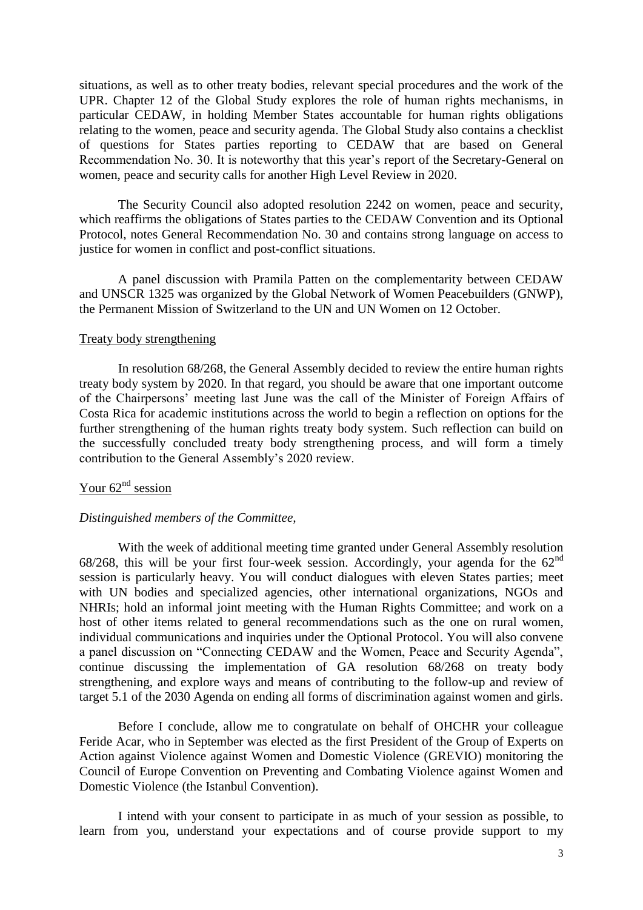situations, as well as to other treaty bodies, relevant special procedures and the work of the UPR. Chapter 12 of the Global Study explores the role of human rights mechanisms, in particular CEDAW, in holding Member States accountable for human rights obligations relating to the women, peace and security agenda. The Global Study also contains a checklist of questions for States parties reporting to CEDAW that are based on General Recommendation No. 30. It is noteworthy that this year's report of the Secretary-General on women, peace and security calls for another High Level Review in 2020.

The Security Council also adopted resolution 2242 on women, peace and security, which reaffirms the obligations of States parties to the CEDAW Convention and its Optional Protocol, notes General Recommendation No. 30 and contains strong language on access to justice for women in conflict and post-conflict situations.

A panel discussion with Pramila Patten on the complementarity between CEDAW and UNSCR 1325 was organized by the Global Network of Women Peacebuilders (GNWP), the Permanent Mission of Switzerland to the UN and UN Women on 12 October.

## Treaty body strengthening

In resolution 68/268, the General Assembly decided to review the entire human rights treaty body system by 2020. In that regard, you should be aware that one important outcome of the Chairpersons' meeting last June was the call of the Minister of Foreign Affairs of Costa Rica for academic institutions across the world to begin a reflection on options for the further strengthening of the human rights treaty body system. Such reflection can build on the successfully concluded treaty body strengthening process, and will form a timely contribution to the General Assembly's 2020 review.

## Your 62nd session

*Distinguished members of the Committee,*

With the week of additional meeting time granted under General Assembly resolution 68/268, this will be your first four-week session. Accordingly, your agenda for the 62nd session is particularly heavy. You will conduct dialogues with eleven States parties; meet with UN bodies and specialized agencies, other international organizations, NGOs and NHRIs; hold an informal joint meeting with the Human Rights Committee; and work on a host of other items related to general recommendations such as the one on rural women, individual communications and inquiries under the Optional Protocol. You will also convene a panel discussion on "Connecting CEDAW and the Women, Peace and Security Agenda", continue discussing the implementation of GA resolution 68/268 on treaty body strengthening, and explore ways and means of contributing to the follow-up and review of target 5.1 of the 2030 Agenda on ending all forms of discrimination against women and girls.

Before I conclude, allow me to congratulate on behalf of OHCHR your colleague Feride Acar, who in September was elected as the first President of the Group of Experts on Action against Violence against Women and Domestic Violence (GREVIO) monitoring the Council of Europe Convention on Preventing and Combating Violence against Women and Domestic Violence (the Istanbul Convention).

I intend with your consent to participate in as much of your session as possible, to learn from you, understand your expectations and of course provide support to my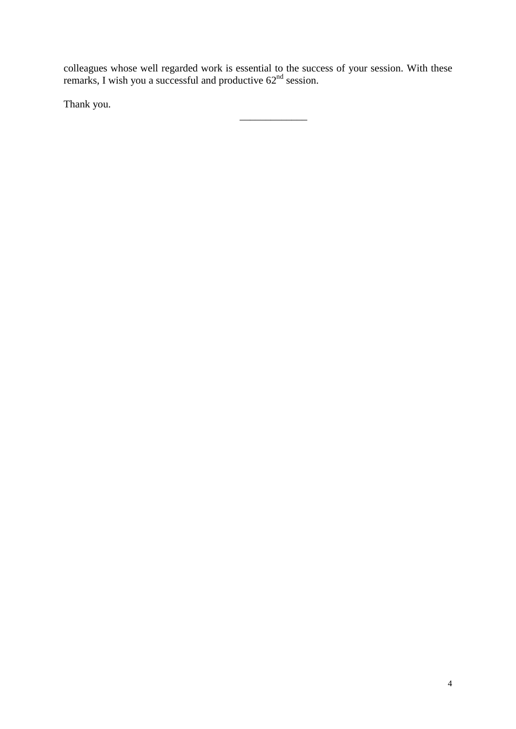colleagues whose well regarded work is essential to the success of your session. With these remarks, I wish you a successful and productive 62nd session.

Thank you.

_____________